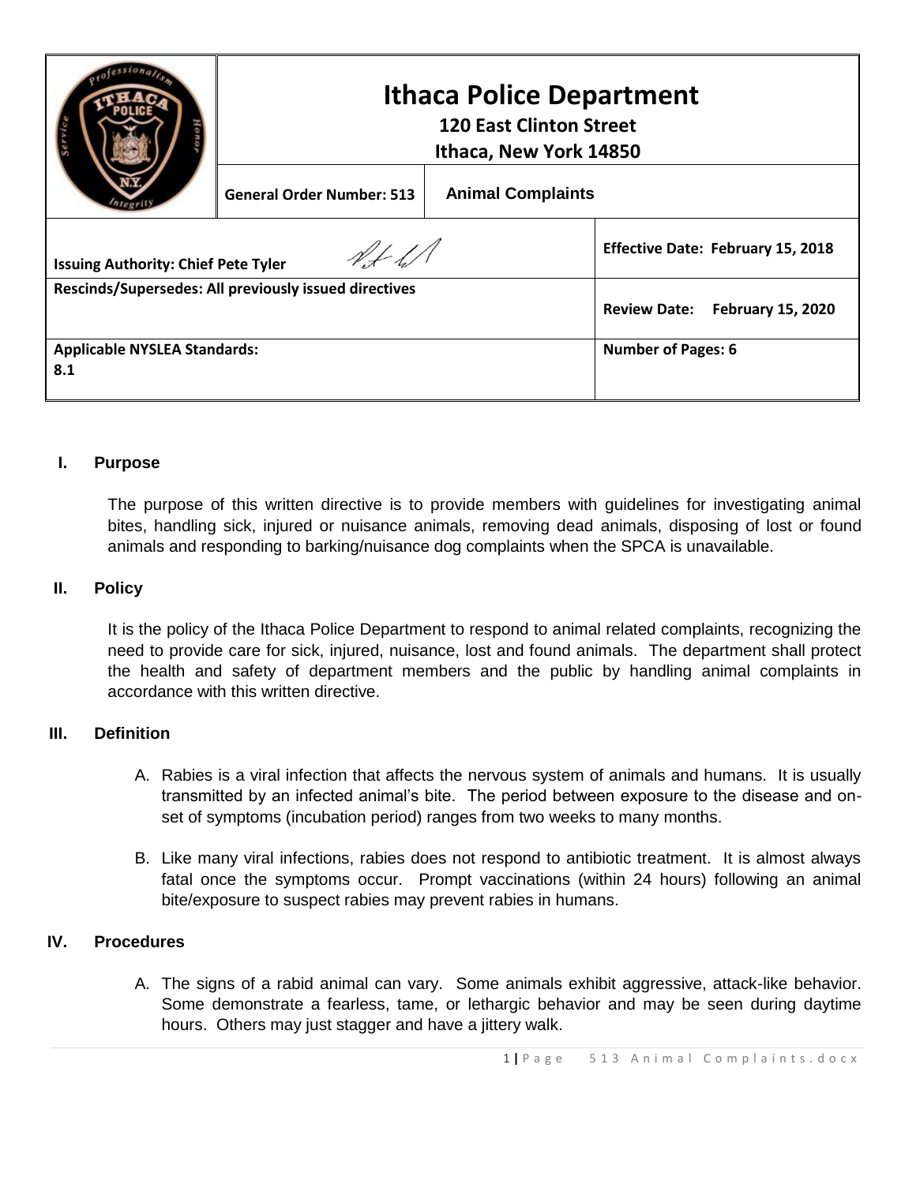| | **Ithaca Police Department**<br>**120 East Clinton Street**<br>**Ithaca, New York 14850** | | |
|---|---|---|---|
| | **General Order Number: 513** | **Animal Complaints** | |
| **Issuing Authority: Chief Pete Tyler** | | | **Effective Date: February 15, 2018** |
| **Rescinds/Supersedes: All previously issued directives** | | | **Review Date: February 15, 2020** |
| **Applicable NYSLEA Standards:**<br>**8.1** | | | **Number of Pages: 6** |

## I. Purpose

The purpose of this written directive is to provide members with guidelines for investigating animal bites, handling sick, injured or nuisance animals, removing dead animals, disposing of lost or found animals and responding to barking/nuisance dog complaints when the SPCA is unavailable.

## II. Policy

It is the policy of the Ithaca Police Department to respond to animal related complaints, recognizing the need to provide care for sick, injured, nuisance, lost and found animals. The department shall protect the health and safety of department members and the public by handling animal complaints in accordance with this written directive.

## III. Definition

A. Rabies is a viral infection that affects the nervous system of animals and humans. It is usually transmitted by an infected animal's bite. The period between exposure to the disease and on-set of symptoms (incubation period) ranges from two weeks to many months.

B. Like many viral infections, rabies does not respond to antibiotic treatment. It is almost always fatal once the symptoms occur. Prompt vaccinations (within 24 hours) following an animal bite/exposure to suspect rabies may prevent rabies in humans.

## IV. Procedures

A. The signs of a rabid animal can vary. Some animals exhibit aggressive, attack-like behavior. Some demonstrate a fearless, tame, or lethargic behavior and may be seen during daytime hours. Others may just stagger and have a jittery walk.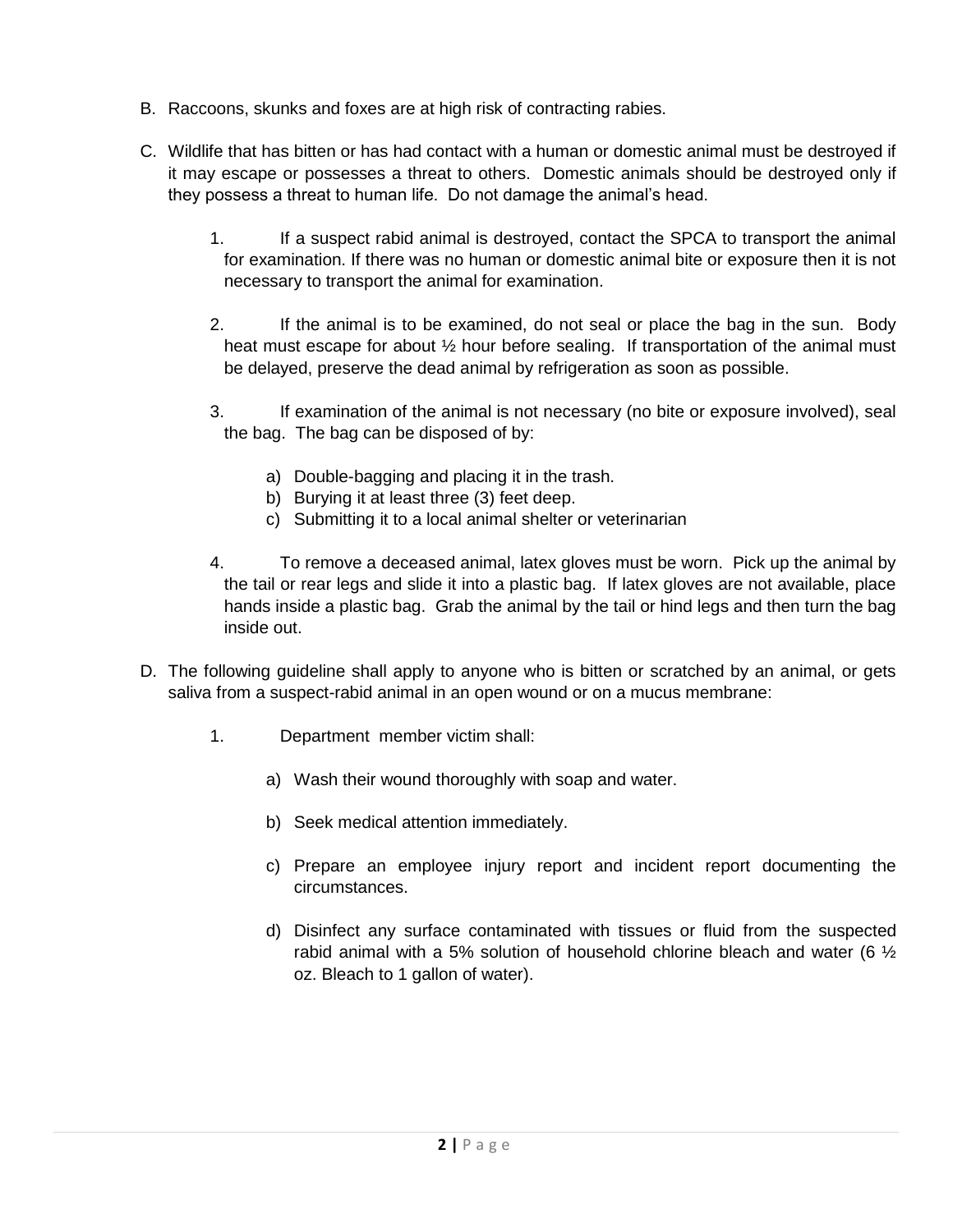B. Raccoons, skunks and foxes are at high risk of contracting rabies.

C. Wildlife that has bitten or has had contact with a human or domestic animal must be destroyed if it may escape or possesses a threat to others. Domestic animals should be destroyed only if they possess a threat to human life. Do not damage the animal's head.

   1. If a suspect rabid animal is destroyed, contact the SPCA to transport the animal for examination. If there was no human or domestic animal bite or exposure then it is not necessary to transport the animal for examination.

   2. If the animal is to be examined, do not seal or place the bag in the sun. Body heat must escape for about ½ hour before sealing. If transportation of the animal must be delayed, preserve the dead animal by refrigeration as soon as possible.

   3. If examination of the animal is not necessary (no bite or exposure involved), seal the bag. The bag can be disposed of by:

      a) Double-bagging and placing it in the trash.
      b) Burying it at least three (3) feet deep.
      c) Submitting it to a local animal shelter or veterinarian

   4. To remove a deceased animal, latex gloves must be worn. Pick up the animal by the tail or rear legs and slide it into a plastic bag. If latex gloves are not available, place hands inside a plastic bag. Grab the animal by the tail or hind legs and then turn the bag inside out.

D. The following guideline shall apply to anyone who is bitten or scratched by an animal, or gets saliva from a suspect-rabid animal in an open wound or on a mucus membrane:

   1. Department member victim shall:

      a) Wash their wound thoroughly with soap and water.

      b) Seek medical attention immediately.

      c) Prepare an employee injury report and incident report documenting the circumstances.

      d) Disinfect any surface contaminated with tissues or fluid from the suspected rabid animal with a 5% solution of household chlorine bleach and water (6 ½ oz. Bleach to 1 gallon of water).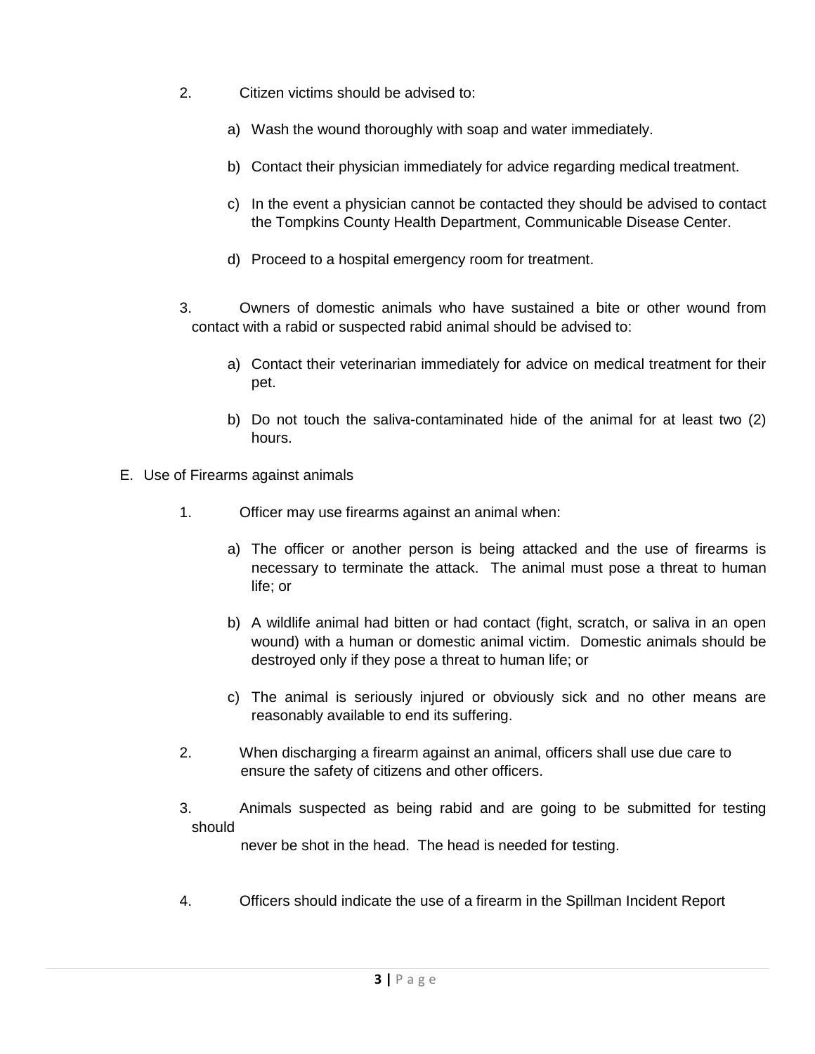2. Citizen victims should be advised to:

   a) Wash the wound thoroughly with soap and water immediately.

   b) Contact their physician immediately for advice regarding medical treatment.

   c) In the event a physician cannot be contacted they should be advised to contact the Tompkins County Health Department, Communicable Disease Center.

   d) Proceed to a hospital emergency room for treatment.

3. Owners of domestic animals who have sustained a bite or other wound from contact with a rabid or suspected rabid animal should be advised to:

   a) Contact their veterinarian immediately for advice on medical treatment for their pet.

   b) Do not touch the saliva-contaminated hide of the animal for at least two (2) hours.

E. Use of Firearms against animals

1. Officer may use firearms against an animal when:

   a) The officer or another person is being attacked and the use of firearms is necessary to terminate the attack. The animal must pose a threat to human life; or

   b) A wildlife animal had bitten or had contact (fight, scratch, or saliva in an open wound) with a human or domestic animal victim. Domestic animals should be destroyed only if they pose a threat to human life; or

   c) The animal is seriously injured or obviously sick and no other means are reasonably available to end its suffering.

2. When discharging a firearm against an animal, officers shall use due care to ensure the safety of citizens and other officers.

3. Animals suspected as being rabid and are going to be submitted for testing should never be shot in the head. The head is needed for testing.

4. Officers should indicate the use of a firearm in the Spillman Incident Report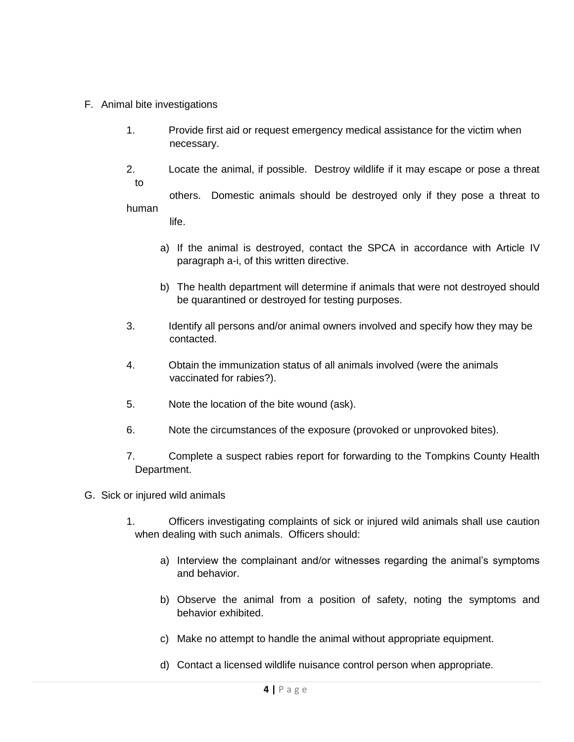F. Animal bite investigations

1. Provide first aid or request emergency medical assistance for the victim when necessary.

2. Locate the animal, if possible. Destroy wildlife if it may escape or pose a threat to others. Domestic animals should be destroyed only if they pose a threat to human life.

   a) If the animal is destroyed, contact the SPCA in accordance with Article IV paragraph a-i, of this written directive.

   b) The health department will determine if animals that were not destroyed should be quarantined or destroyed for testing purposes.

3. Identify all persons and/or animal owners involved and specify how they may be contacted.

4. Obtain the immunization status of all animals involved (were the animals vaccinated for rabies?).

5. Note the location of the bite wound (ask).

6. Note the circumstances of the exposure (provoked or unprovoked bites).

7. Complete a suspect rabies report for forwarding to the Tompkins County Health Department.

G. Sick or injured wild animals

1. Officers investigating complaints of sick or injured wild animals shall use caution when dealing with such animals. Officers should:

   a) Interview the complainant and/or witnesses regarding the animal's symptoms and behavior.

   b) Observe the animal from a position of safety, noting the symptoms and behavior exhibited.

   c) Make no attempt to handle the animal without appropriate equipment.

   d) Contact a licensed wildlife nuisance control person when appropriate.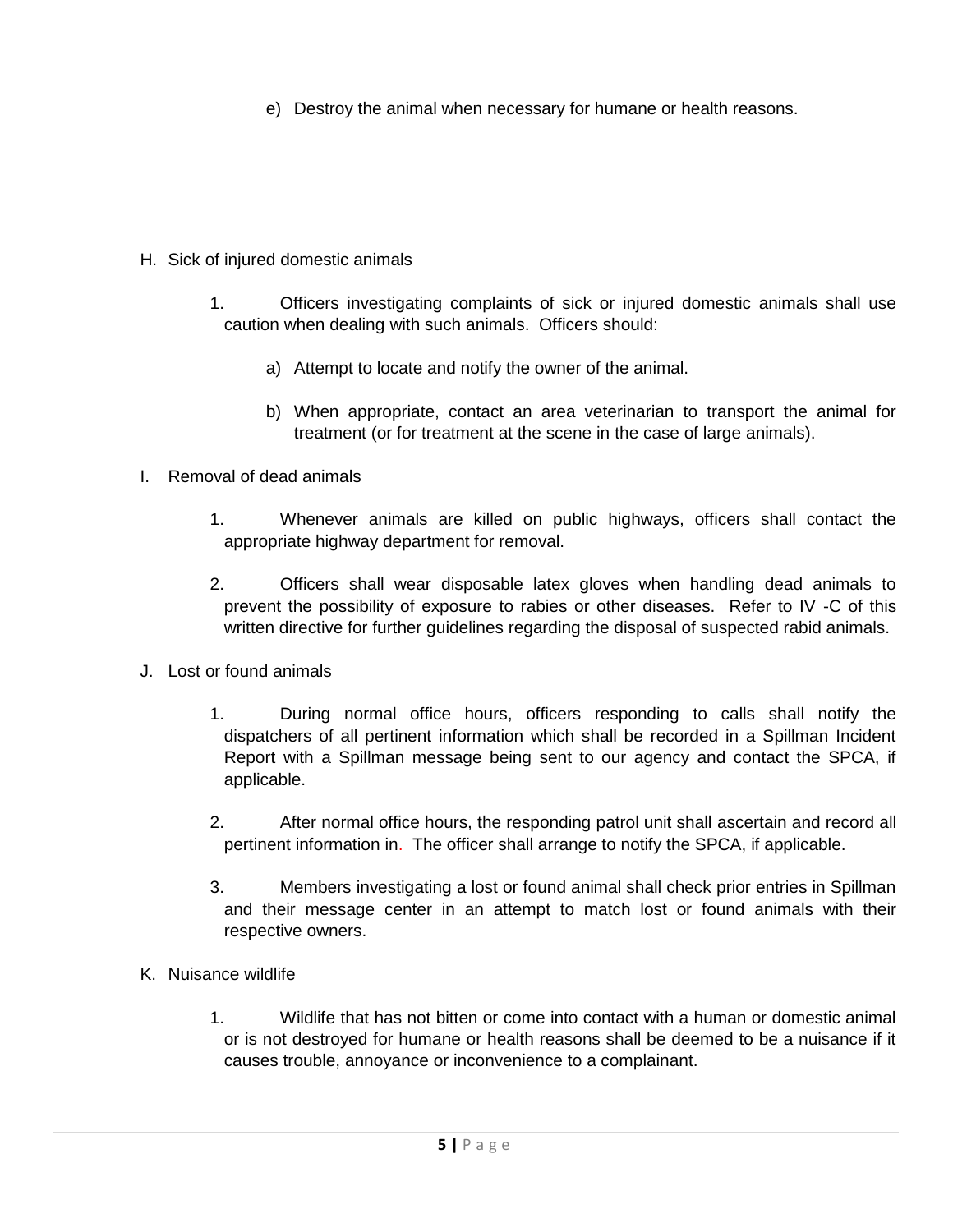e) Destroy the animal when necessary for humane or health reasons.

H. Sick of injured domestic animals

1. Officers investigating complaints of sick or injured domestic animals shall use caution when dealing with such animals. Officers should:

   a) Attempt to locate and notify the owner of the animal.

   b) When appropriate, contact an area veterinarian to transport the animal for treatment (or for treatment at the scene in the case of large animals).

I. Removal of dead animals

1. Whenever animals are killed on public highways, officers shall contact the appropriate highway department for removal.

2. Officers shall wear disposable latex gloves when handling dead animals to prevent the possibility of exposure to rabies or other diseases. Refer to IV -C of this written directive for further guidelines regarding the disposal of suspected rabid animals.

J. Lost or found animals

1. During normal office hours, officers responding to calls shall notify the dispatchers of all pertinent information which shall be recorded in a Spillman Incident Report with a Spillman message being sent to our agency and contact the SPCA, if applicable.

2. After normal office hours, the responding patrol unit shall ascertain and record all pertinent information in. The officer shall arrange to notify the SPCA, if applicable.

3. Members investigating a lost or found animal shall check prior entries in Spillman and their message center in an attempt to match lost or found animals with their respective owners.

K. Nuisance wildlife

1. Wildlife that has not bitten or come into contact with a human or domestic animal or is not destroyed for humane or health reasons shall be deemed to be a nuisance if it causes trouble, annoyance or inconvenience to a complainant.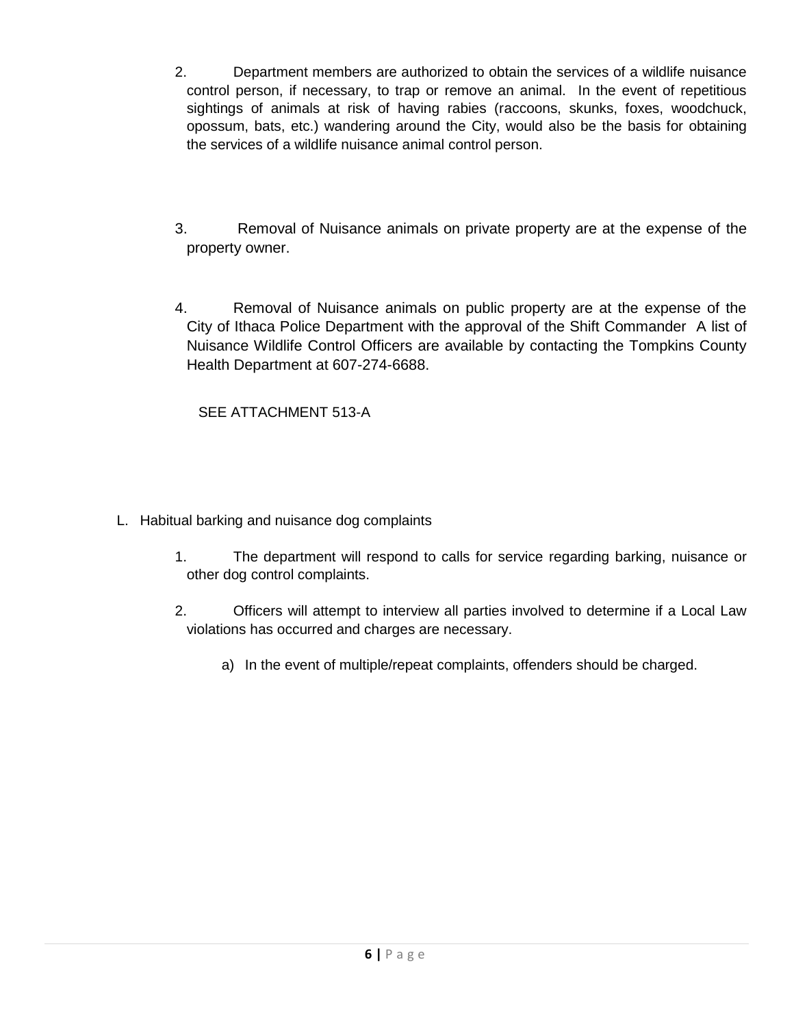2. Department members are authorized to obtain the services of a wildlife nuisance control person, if necessary, to trap or remove an animal. In the event of repetitious sightings of animals at risk of having rabies (raccoons, skunks, foxes, woodchuck, opossum, bats, etc.) wandering around the City, would also be the basis for obtaining the services of a wildlife nuisance animal control person.

3. Removal of Nuisance animals on private property are at the expense of the property owner.

4. Removal of Nuisance animals on public property are at the expense of the City of Ithaca Police Department with the approval of the Shift Commander A list of Nuisance Wildlife Control Officers are available by contacting the Tompkins County Health Department at 607-274-6688.

SEE ATTACHMENT 513-A

L. Habitual barking and nuisance dog complaints

1. The department will respond to calls for service regarding barking, nuisance or other dog control complaints.

2. Officers will attempt to interview all parties involved to determine if a Local Law violations has occurred and charges are necessary.

    a) In the event of multiple/repeat complaints, offenders should be charged.